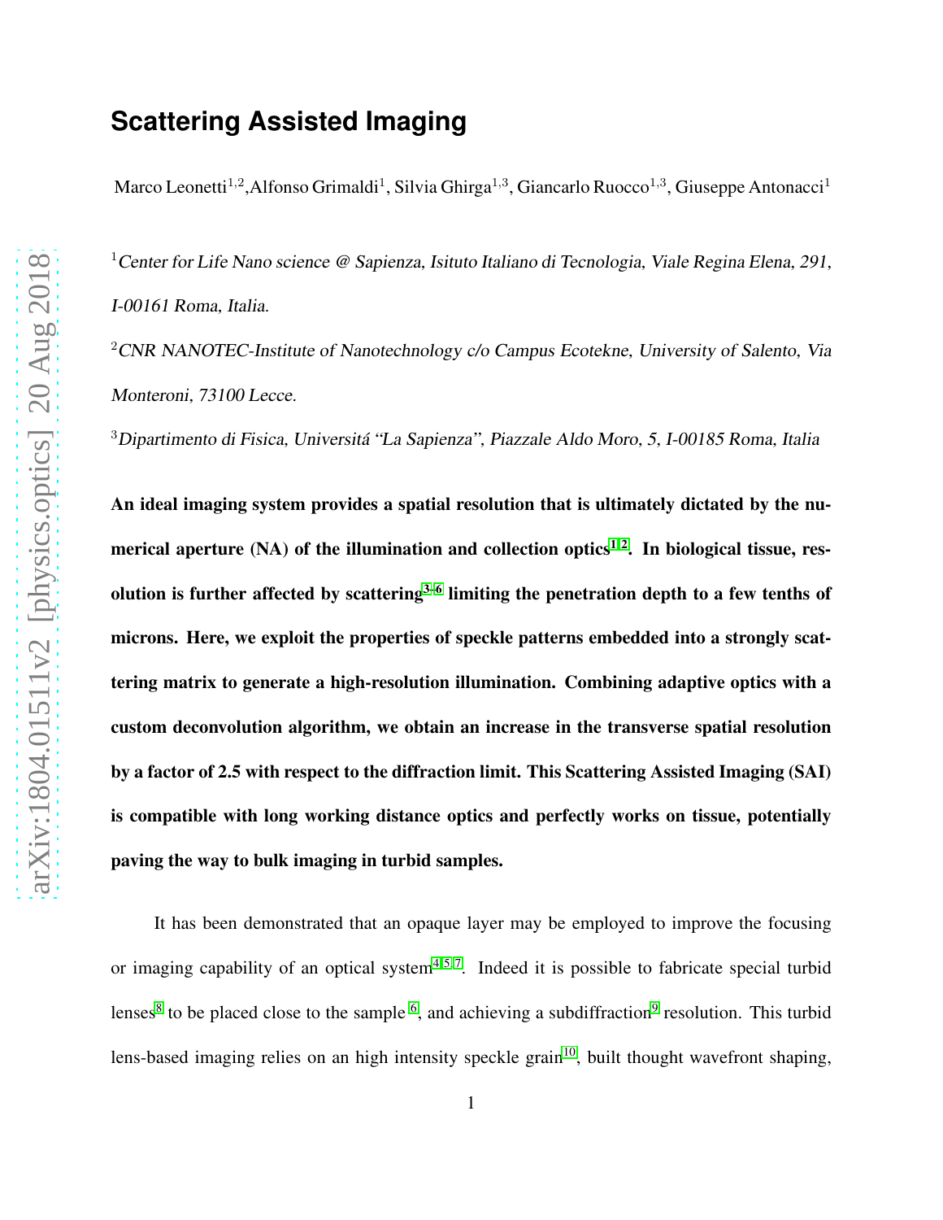# Scattering Assisted Imaging

Marco Leonetti[1,2], Alfonso Grimaldi[1], Silvia Ghirga[1,3], Giancarlo Ruocco[1,3], Giuseppe Antonacci[1]

[1] *Center for Life Nano science @ Sapienza, Isituto Italiano di Tecnologia, Viale Regina Elena, 291, I-00161 Roma, Italia.*

[2] *CNR NANOTEC-Institute of Nanotechnology c/o Campus Ecotekne, University of Salento, Via Monteroni, 73100 Lecce.*

[3] *Dipartimento di Fisica, Universitá "La Sapienza", Piazzale Aldo Moro, 5, I-00185 Roma, Italia*

**An ideal imaging system provides a spatial resolution that is ultimately dictated by the numerical aperture (NA) of the illumination and collection optics[1,2]. In biological tissue, resolution is further affected by scattering[3–6] limiting the penetration depth to a few tenths of microns. Here, we exploit the properties of speckle patterns embedded into a strongly scattering matrix to generate a high-resolution illumination. Combining adaptive optics with a custom deconvolution algorithm, we obtain an increase in the transverse spatial resolution by a factor of 2.5 with respect to the diffraction limit. This Scattering Assisted Imaging (SAI) is compatible with long working distance optics and perfectly works on tissue, potentially paving the way to bulk imaging in turbid samples.**

It has been demonstrated that an opaque layer may be employed to improve the focusing or imaging capability of an optical system[4,5,7]. Indeed it is possible to fabricate special turbid lenses[8] to be placed close to the sample [6], and achieving a subdiffraction[9] resolution. This turbid lens-based imaging relies on an high intensity speckle grain[10], built thought wavefront shaping,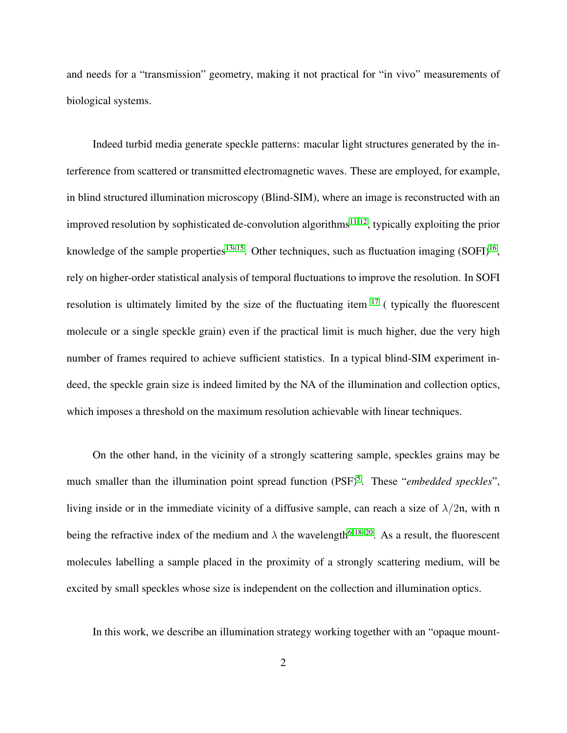and needs for a "transmission" geometry, making it not practical for "in vivo" measurements of biological systems.

Indeed turbid media generate speckle patterns: macular light structures generated by the interference from scattered or transmitted electromagnetic waves. These are employed, for example, in blind structured illumination microscopy (Blind-SIM), where an image is reconstructed with an improved resolution by sophisticated de-convolution algorithms[11,12], typically exploiting the prior knowledge of the sample properties[13–15]. Other techniques, such as fluctuation imaging (SOFI)[16], rely on higher-order statistical analysis of temporal fluctuations to improve the resolution. In SOFI resolution is ultimately limited by the size of the fluctuating item [17] ( typically the fluorescent molecule or a single speckle grain) even if the practical limit is much higher, due the very high number of frames required to achieve sufficient statistics. In a typical blind-SIM experiment indeed, the speckle grain size is indeed limited by the NA of the illumination and collection optics, which imposes a threshold on the maximum resolution achievable with linear techniques.

On the other hand, in the vicinity of a strongly scattering sample, speckles grains may be much smaller than the illumination point spread function (PSF)[5]. These "*embedded speckles*", living inside or in the immediate vicinity of a diffusive sample, can reach a size of $\lambda/2\mathfrak{n}$, with $\mathfrak{n}$ being the refractive index of the medium and $\lambda$ the wavelength[6,18–20]. As a result, the fluorescent molecules labelling a sample placed in the proximity of a strongly scattering medium, will be excited by small speckles whose size is independent on the collection and illumination optics.

In this work, we describe an illumination strategy working together with an "opaque mount-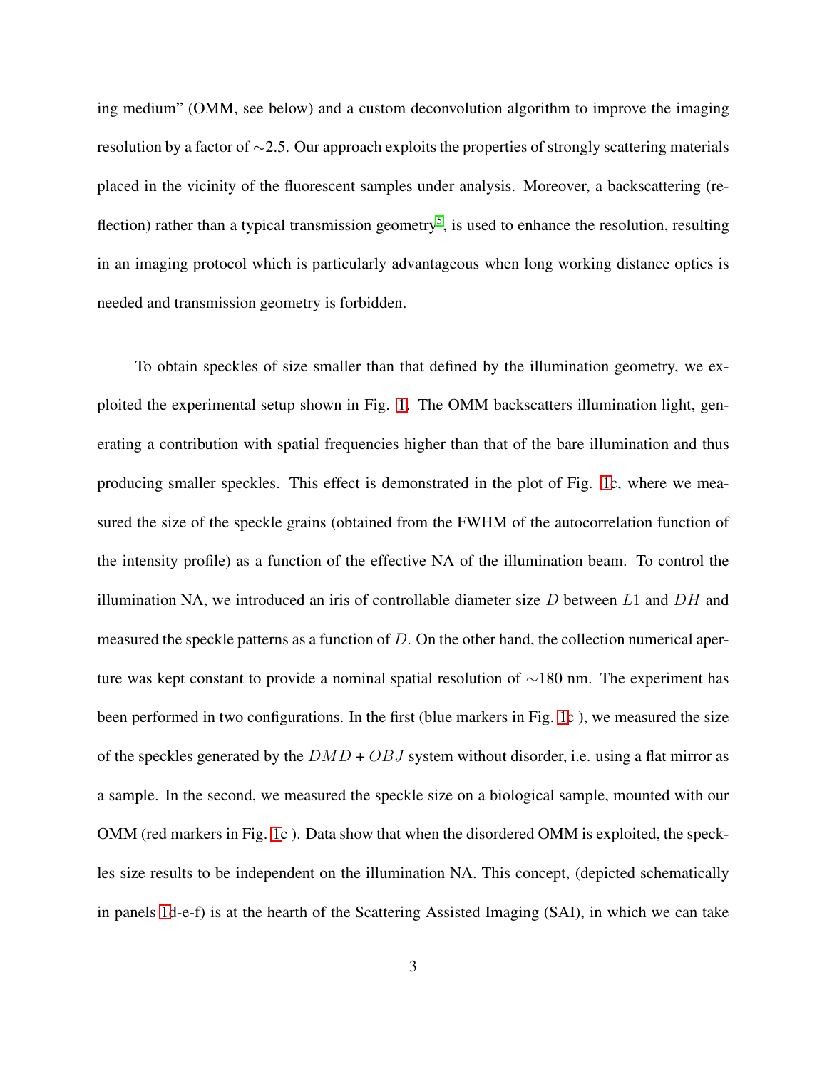ing medium" (OMM, see below) and a custom deconvolution algorithm to improve the imaging resolution by a factor of ∼2.5. Our approach exploits the properties of strongly scattering materials placed in the vicinity of the fluorescent samples under analysis. Moreover, a backscattering (reflection) rather than a typical transmission geometry[5], is used to enhance the resolution, resulting in an imaging protocol which is particularly advantageous when long working distance optics is needed and transmission geometry is forbidden.

To obtain speckles of size smaller than that defined by the illumination geometry, we exploited the experimental setup shown in Fig. 1. The OMM backscatters illumination light, generating a contribution with spatial frequencies higher than that of the bare illumination and thus producing smaller speckles. This effect is demonstrated in the plot of Fig. 1c, where we measured the size of the speckle grains (obtained from the FWHM of the autocorrelation function of the intensity profile) as a function of the effective NA of the illumination beam. To control the illumination NA, we introduced an iris of controllable diameter size $D$ between $L1$ and $DH$ and measured the speckle patterns as a function of $D$. On the other hand, the collection numerical aperture was kept constant to provide a nominal spatial resolution of ∼180 nm. The experiment has been performed in two configurations. In the first (blue markers in Fig. 1c ), we measured the size of the speckles generated by the $DMD$ + $OBJ$ system without disorder, i.e. using a flat mirror as a sample. In the second, we measured the speckle size on a biological sample, mounted with our OMM (red markers in Fig. 1c ). Data show that when the disordered OMM is exploited, the speckles size results to be independent on the illumination NA. This concept, (depicted schematically in panels 1d-e-f) is at the hearth of the Scattering Assisted Imaging (SAI), in which we can take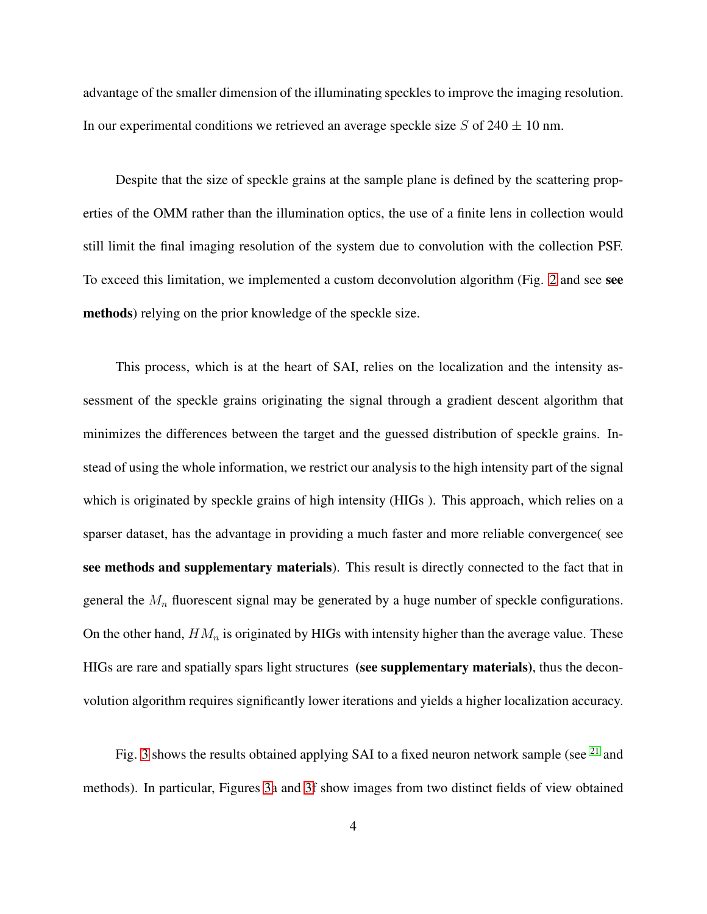advantage of the smaller dimension of the illuminating speckles to improve the imaging resolution. In our experimental conditions we retrieved an average speckle size $S$ of 240 $\pm$ 10 nm.

Despite that the size of speckle grains at the sample plane is defined by the scattering properties of the OMM rather than the illumination optics, the use of a finite lens in collection would still limit the final imaging resolution of the system due to convolution with the collection PSF. To exceed this limitation, we implemented a custom deconvolution algorithm (Fig. 2 and see **see methods**) relying on the prior knowledge of the speckle size.

This process, which is at the heart of SAI, relies on the localization and the intensity assessment of the speckle grains originating the signal through a gradient descent algorithm that minimizes the differences between the target and the guessed distribution of speckle grains. Instead of using the whole information, we restrict our analysis to the high intensity part of the signal which is originated by speckle grains of high intensity (HIGs ). This approach, which relies on a sparser dataset, has the advantage in providing a much faster and more reliable convergence( see **see methods and supplementary materials**). This result is directly connected to the fact that in general the $M_n$ fluorescent signal may be generated by a huge number of speckle configurations. On the other hand, $HM_n$ is originated by HIGs with intensity higher than the average value. These HIGs are rare and spatially spars light structures **(see supplementary materials)**, thus the deconvolution algorithm requires significantly lower iterations and yields a higher localization accuracy.

Fig. 3 shows the results obtained applying SAI to a fixed neuron network sample (see [21] and methods). In particular, Figures 3a and 3f show images from two distinct fields of view obtained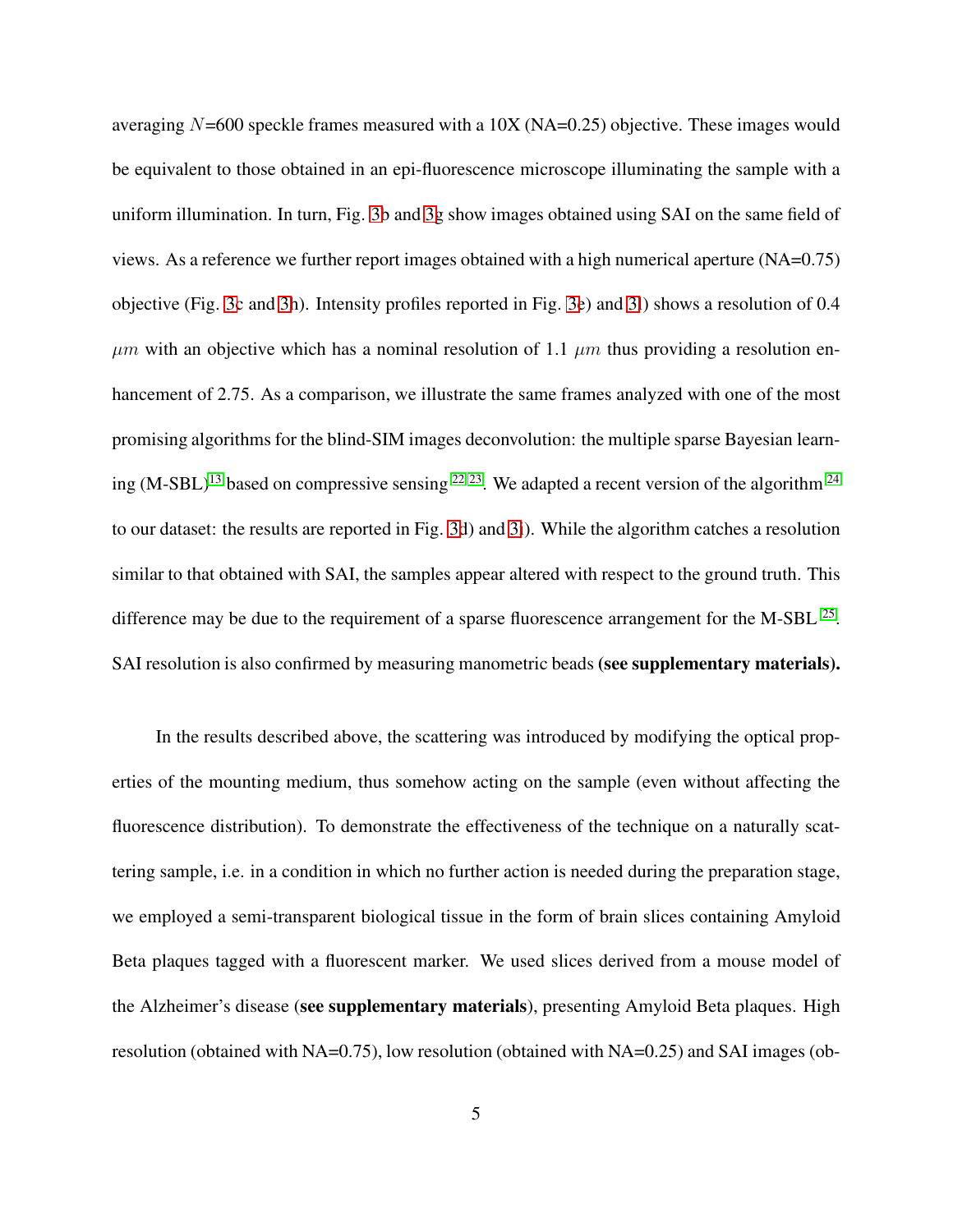averaging $N$=600 speckle frames measured with a 10X (NA=0.25) objective. These images would be equivalent to those obtained in an epi-fluorescence microscope illuminating the sample with a uniform illumination. In turn, Fig. 3b and 3g show images obtained using SAI on the same field of views. As a reference we further report images obtained with a high numerical aperture (NA=0.75) objective (Fig. 3c and 3h). Intensity profiles reported in Fig. 3e) and 3l) shows a resolution of 0.4 $\mu m$ with an objective which has a nominal resolution of 1.1 $\mu m$ thus providing a resolution enhancement of 2.75. As a comparison, we illustrate the same frames analyzed with one of the most promising algorithms for the blind-SIM images deconvolution: the multiple sparse Bayesian learning (M-SBL)[13] based on compressive sensing[22,23]. We adapted a recent version of the algorithm[24] to our dataset: the results are reported in Fig. 3d) and 3i). While the algorithm catches a resolution similar to that obtained with SAI, the samples appear altered with respect to the ground truth. This difference may be due to the requirement of a sparse fluorescence arrangement for the M-SBL[25]. SAI resolution is also confirmed by measuring manometric beads **(see supplementary materials).**

In the results described above, the scattering was introduced by modifying the optical properties of the mounting medium, thus somehow acting on the sample (even without affecting the fluorescence distribution). To demonstrate the effectiveness of the technique on a naturally scattering sample, i.e. in a condition in which no further action is needed during the preparation stage, we employed a semi-transparent biological tissue in the form of brain slices containing Amyloid Beta plaques tagged with a fluorescent marker. We used slices derived from a mouse model of the Alzheimer's disease (**see supplementary materials**), presenting Amyloid Beta plaques. High resolution (obtained with NA=0.75), low resolution (obtained with NA=0.25) and SAI images (ob-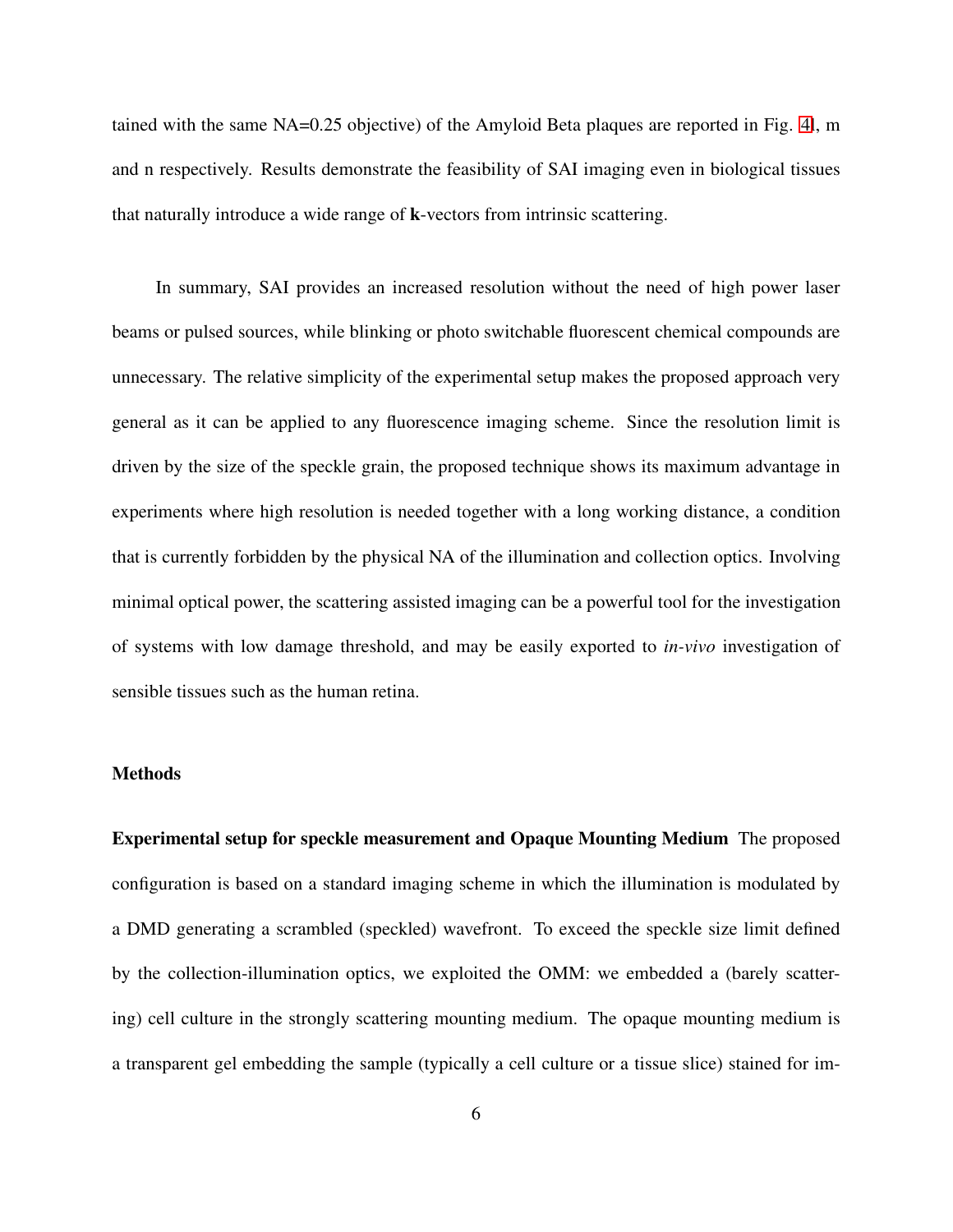tained with the same NA=0.25 objective) of the Amyloid Beta plaques are reported in Fig. 4l, m and n respectively. Results demonstrate the feasibility of SAI imaging even in biological tissues that naturally introduce a wide range of **k**-vectors from intrinsic scattering.

In summary, SAI provides an increased resolution without the need of high power laser beams or pulsed sources, while blinking or photo switchable fluorescent chemical compounds are unnecessary. The relative simplicity of the experimental setup makes the proposed approach very general as it can be applied to any fluorescence imaging scheme. Since the resolution limit is driven by the size of the speckle grain, the proposed technique shows its maximum advantage in experiments where high resolution is needed together with a long working distance, a condition that is currently forbidden by the physical NA of the illumination and collection optics. Involving minimal optical power, the scattering assisted imaging can be a powerful tool for the investigation of systems with low damage threshold, and may be easily exported to *in-vivo* investigation of sensible tissues such as the human retina.

## Methods

**Experimental setup for speckle measurement and Opaque Mounting Medium** The proposed configuration is based on a standard imaging scheme in which the illumination is modulated by a DMD generating a scrambled (speckled) wavefront. To exceed the speckle size limit defined by the collection-illumination optics, we exploited the OMM: we embedded a (barely scattering) cell culture in the strongly scattering mounting medium. The opaque mounting medium is a transparent gel embedding the sample (typically a cell culture or a tissue slice) stained for im-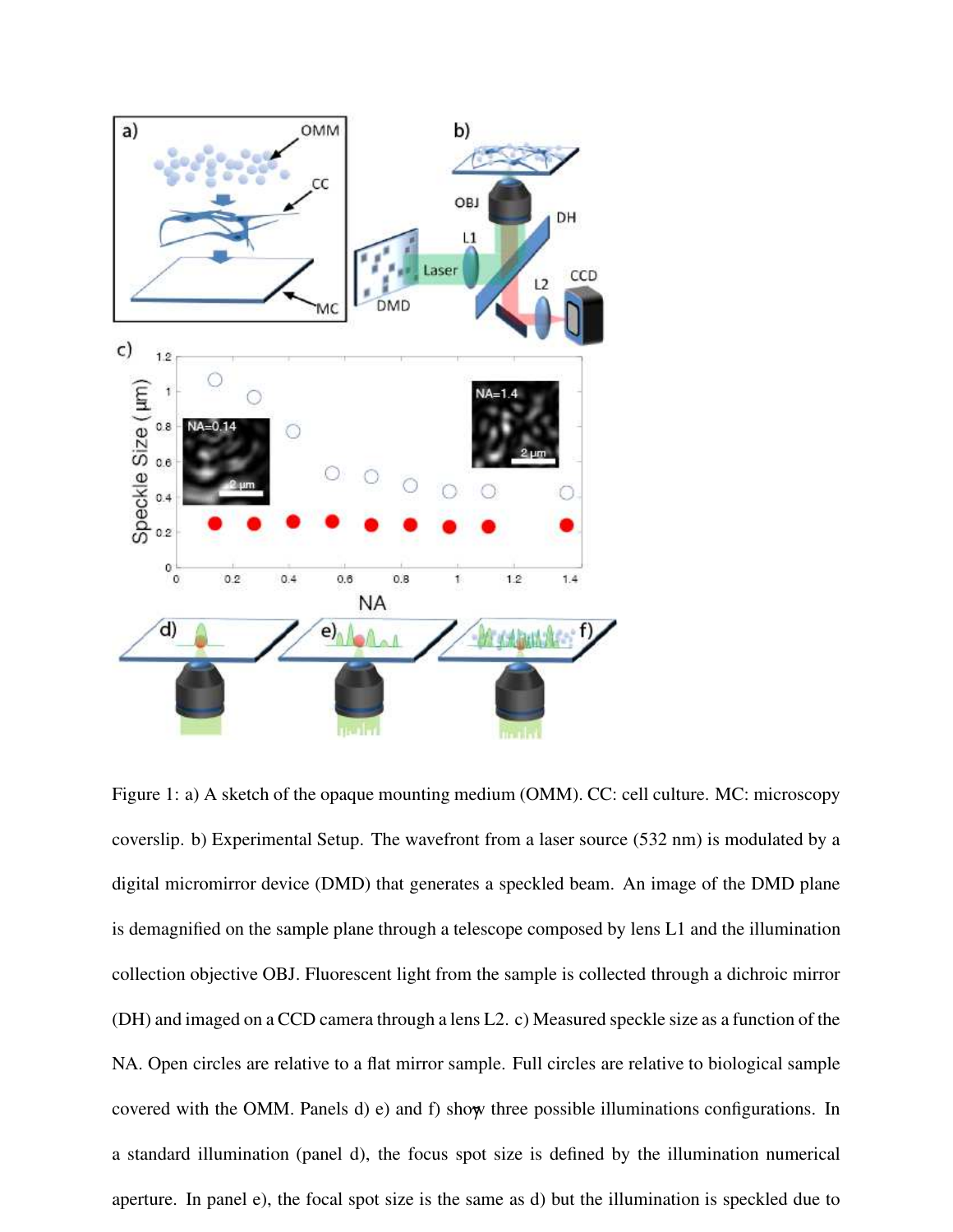Figure 1: a) A sketch of the opaque mounting medium (OMM). CC: cell culture. MC: microscopy coverslip. b) Experimental Setup. The wavefront from a laser source (532 nm) is modulated by a digital micromirror device (DMD) that generates a speckled beam. An image of the DMD plane is demagnified on the sample plane through a telescope composed by lens L1 and the illumination collection objective OBJ. Fluorescent light from the sample is collected through a dichroic mirror (DH) and imaged on a CCD camera through a lens L2. c) Measured speckle size as a function of the NA. Open circles are relative to a flat mirror sample. Full circles are relative to biological sample covered with the OMM. Panels d) e) and f) show three possible illuminations configurations. In a standard illumination (panel d), the focus spot size is defined by the illumination numerical aperture. In panel e), the focal spot size is the same as d) but the illumination is speckled due to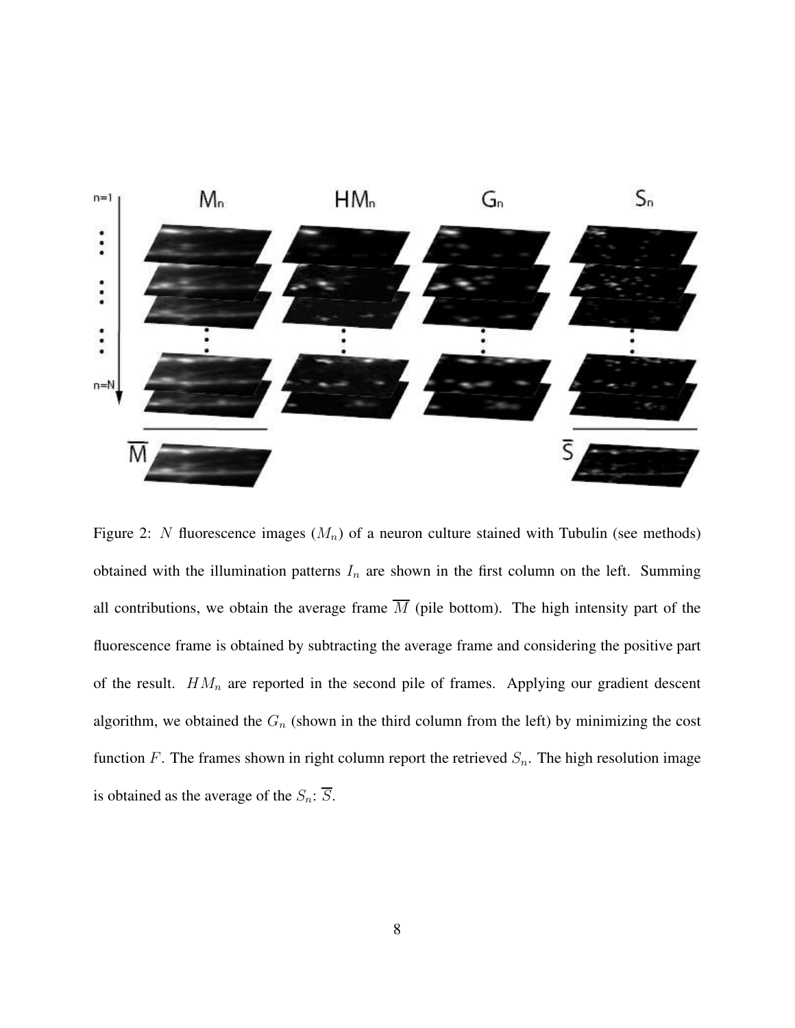Figure 2: $N$ fluorescence images ($M_n$) of a neuron culture stained with Tubulin (see methods) obtained with the illumination patterns $I_n$ are shown in the first column on the left. Summing all contributions, we obtain the average frame $\overline{M}$ (pile bottom). The high intensity part of the fluorescence frame is obtained by subtracting the average frame and considering the positive part of the result. $HM_n$ are reported in the second pile of frames. Applying our gradient descent algorithm, we obtained the $G_n$ (shown in the third column from the left) by minimizing the cost function $F$. The frames shown in right column report the retrieved $S_n$. The high resolution image is obtained as the average of the $S_n$: $\overline{S}$.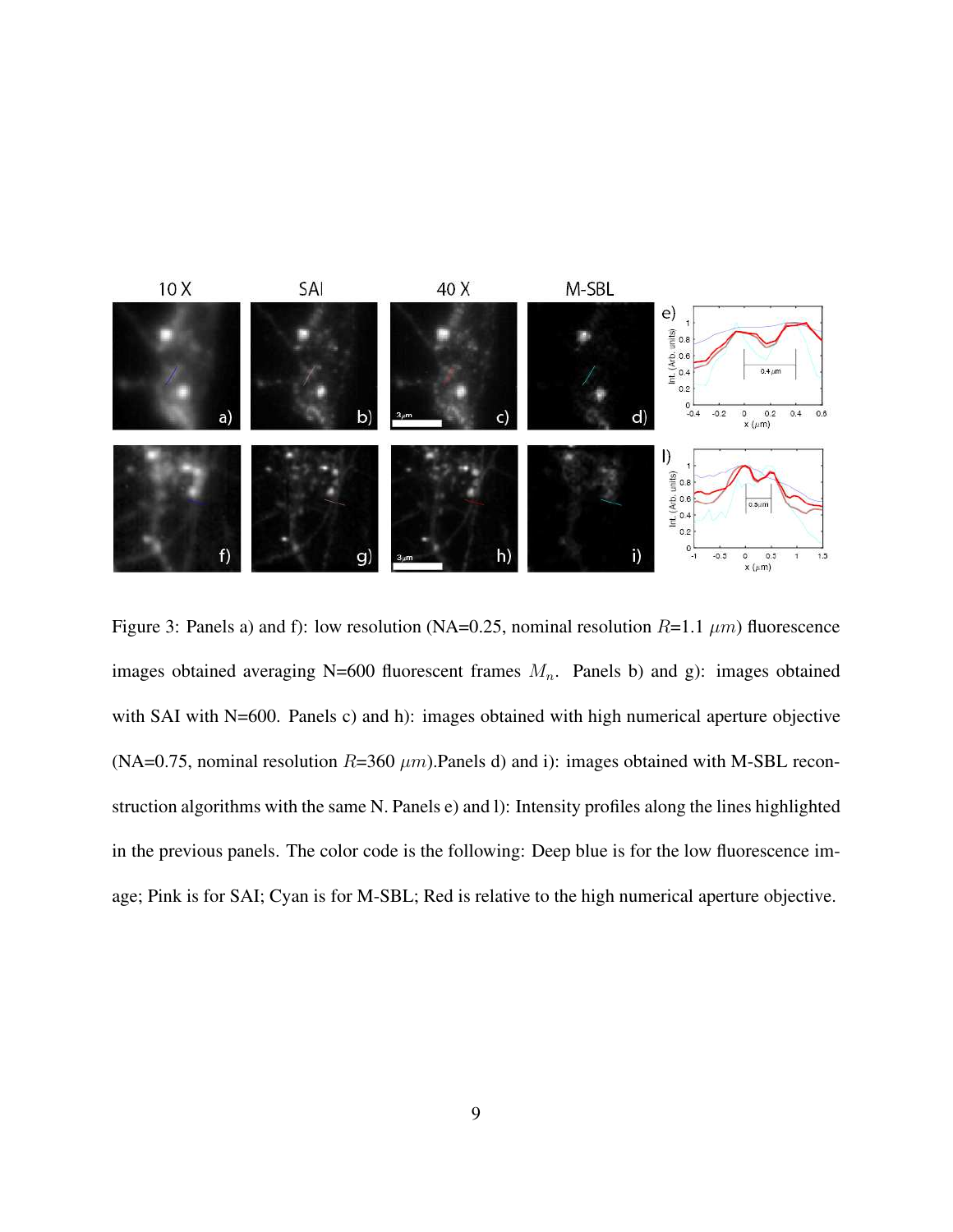Figure 3: Panels a) and f): low resolution (NA=0.25, nominal resolution $R$=1.1 $\mu m$) fluorescence images obtained averaging N=600 fluorescent frames $M_n$. Panels b) and g): images obtained with SAI with N=600. Panels c) and h): images obtained with high numerical aperture objective (NA=0.75, nominal resolution $R$=360 $\mu m$).Panels d) and i): images obtained with M-SBL reconstruction algorithms with the same N. Panels e) and l): Intensity profiles along the lines highlighted in the previous panels. The color code is the following: Deep blue is for the low fluorescence image; Pink is for SAI; Cyan is for M-SBL; Red is relative to the high numerical aperture objective.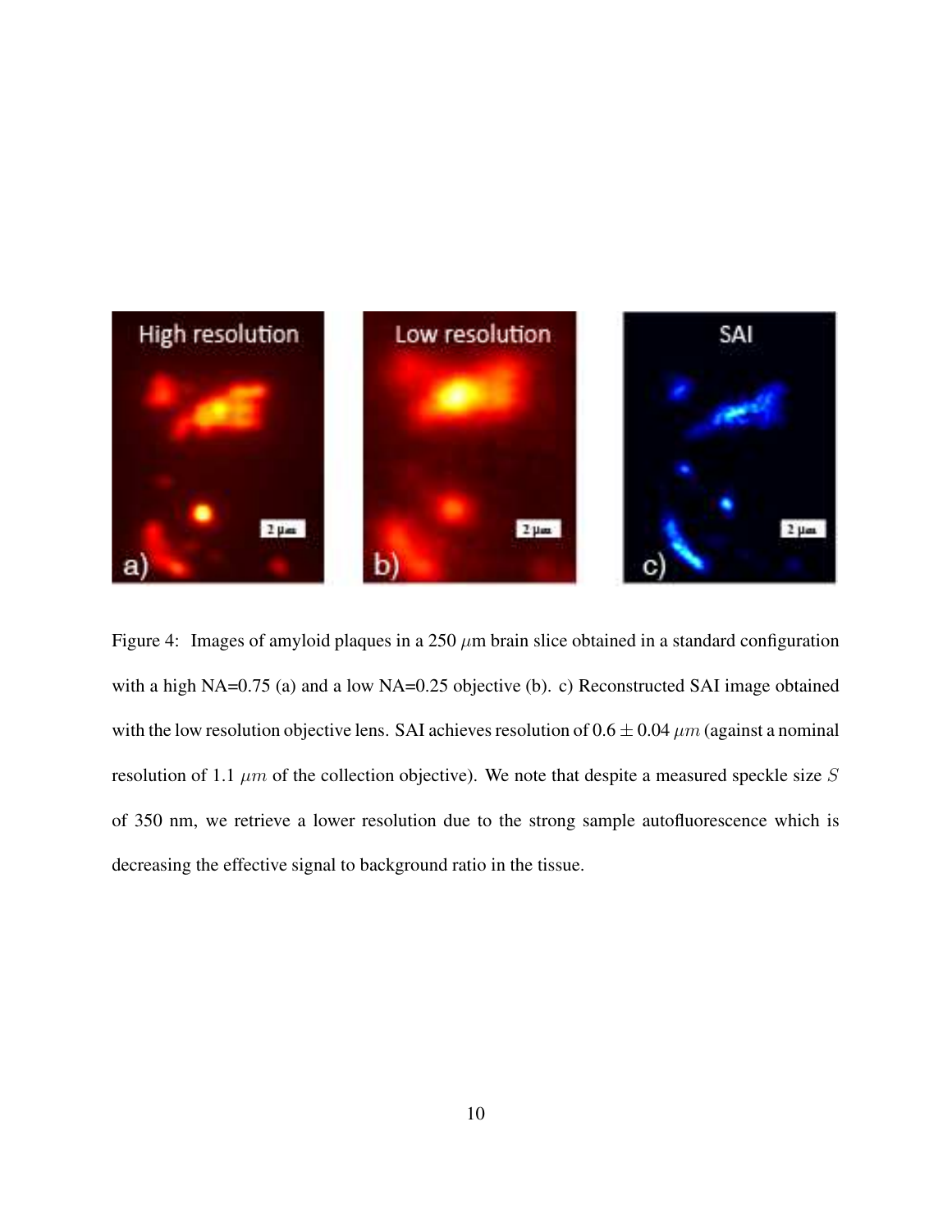Figure 4: Images of amyloid plaques in a 250 $\mu$m brain slice obtained in a standard configuration with a high NA=0.75 (a) and a low NA=0.25 objective (b). c) Reconstructed SAI image obtained with the low resolution objective lens. SAI achieves resolution of $0.6 \pm 0.04$ $\mu m$ (against a nominal resolution of 1.1 $\mu m$ of the collection objective). We note that despite a measured speckle size $S$ of 350 nm, we retrieve a lower resolution due to the strong sample autofluorescence which is decreasing the effective signal to background ratio in the tissue.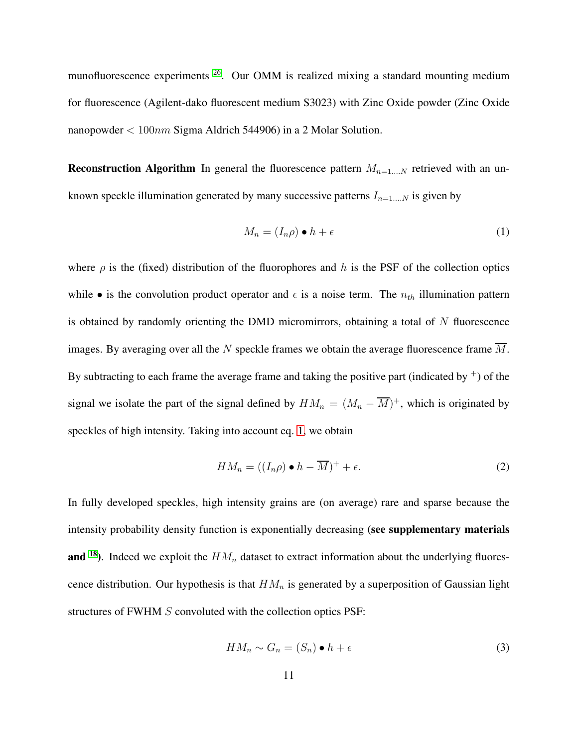munofluorescence experiments [26]. Our OMM is realized mixing a standard mounting medium for fluorescence (Agilent-dako fluorescent medium S3023) with Zinc Oxide powder (Zinc Oxide nanopowder $< 100nm$ Sigma Aldrich 544906) in a 2 Molar Solution.

**Reconstruction Algorithm** In general the fluorescence pattern $M_{n=1....N}$ retrieved with an unknown speckle illumination generated by many successive patterns $I_{n=1....N}$ is given by

$$M_n = (I_n \rho) \bullet h + \epsilon \tag{1}$$

where $\rho$ is the (fixed) distribution of the fluorophores and $h$ is the PSF of the collection optics while $\bullet$ is the convolution product operator and $\epsilon$ is a noise term. The $n_{th}$ illumination pattern is obtained by randomly orienting the DMD micromirrors, obtaining a total of $N$ fluorescence images. By averaging over all the $N$ speckle frames we obtain the average fluorescence frame $\overline{M}$. By subtracting to each frame the average frame and taking the positive part (indicated by $^+$) of the signal we isolate the part of the signal defined by $HM_n = (M_n - \overline{M})^+$, which is originated by speckles of high intensity. Taking into account eq. 1, we obtain

$$HM_n = ((I_n \rho) \bullet h - \overline{M})^+ + \epsilon. \tag{2}$$

In fully developed speckles, high intensity grains are (on average) rare and sparse because the intensity probability density function is exponentially decreasing **(see supplementary materials and [18])**. Indeed we exploit the $HM_n$ dataset to extract information about the underlying fluorescence distribution. Our hypothesis is that $HM_n$ is generated by a superposition of Gaussian light structures of FWHM $S$ convoluted with the collection optics PSF:

$$HM_n \sim G_n = (S_n) \bullet h + \epsilon \tag{3}$$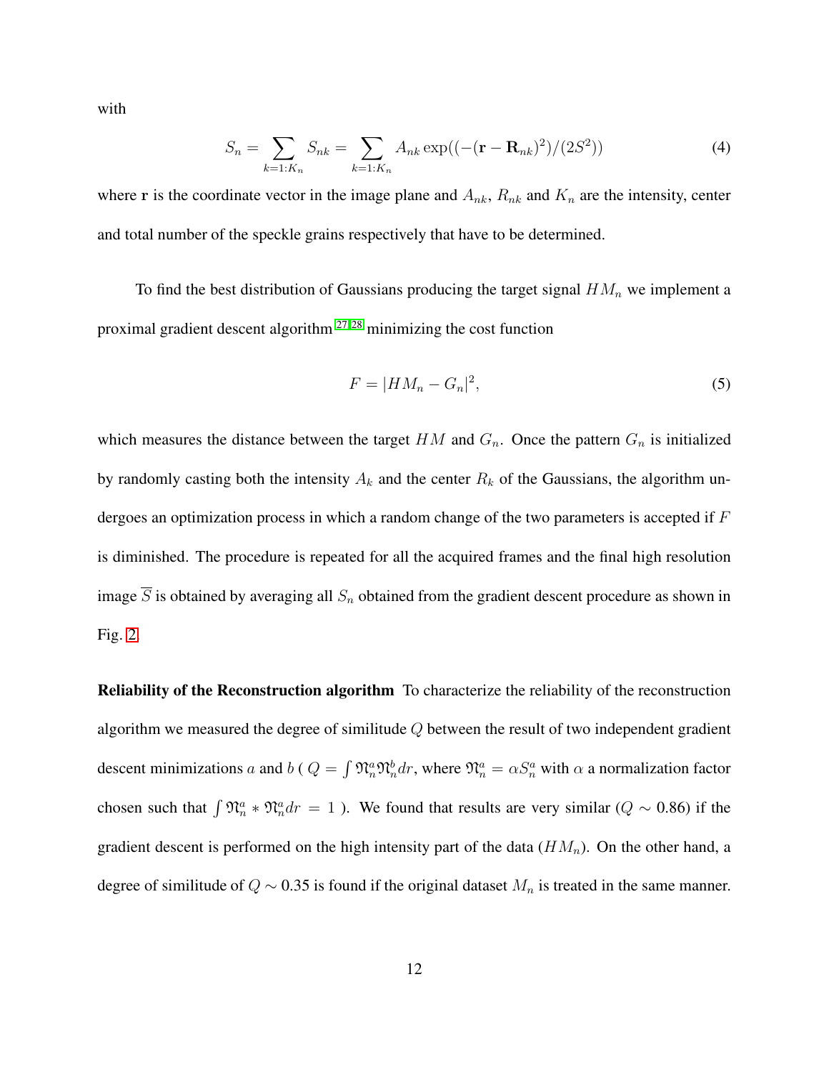with

$$S_n = \sum_{k=1:K_n} S_{nk} = \sum_{k=1:K_n} A_{nk} \exp((-(\mathbf{r} - \mathbf{R}_{nk})^2)/(2S^2)) \tag{4}$$

where $\mathbf{r}$ is the coordinate vector in the image plane and $A_{nk}$, $R_{nk}$ and $K_n$ are the intensity, center and total number of the speckle grains respectively that have to be determined.

To find the best distribution of Gaussians producing the target signal $HM_n$ we implement a proximal gradient descent algorithm [27,28] minimizing the cost function

$$F = |HM_n - G_n|^2, \tag{5}$$

which measures the distance between the target $HM$ and $G_n$. Once the pattern $G_n$ is initialized by randomly casting both the intensity $A_k$ and the center $R_k$ of the Gaussians, the algorithm undergoes an optimization process in which a random change of the two parameters is accepted if $F$ is diminished. The procedure is repeated for all the acquired frames and the final high resolution image $\overline{S}$ is obtained by averaging all $S_n$ obtained from the gradient descent procedure as shown in Fig. 2.

**Reliability of the Reconstruction algorithm** To characterize the reliability of the reconstruction algorithm we measured the degree of similitude $Q$ between the result of two independent gradient descent minimizations $a$ and $b$ ( $Q = \int \mathfrak{N}_n^a \mathfrak{N}_n^b dr$, where $\mathfrak{N}_n^a = \alpha S_n^a$ with $\alpha$ a normalization factor chosen such that $\int \mathfrak{N}_n^a * \mathfrak{N}_n^a dr = 1$ ). We found that results are very similar ($Q \sim 0.86$) if the gradient descent is performed on the high intensity part of the data ($HM_n$). On the other hand, a degree of similitude of $Q \sim 0.35$ is found if the original dataset $M_n$ is treated in the same manner.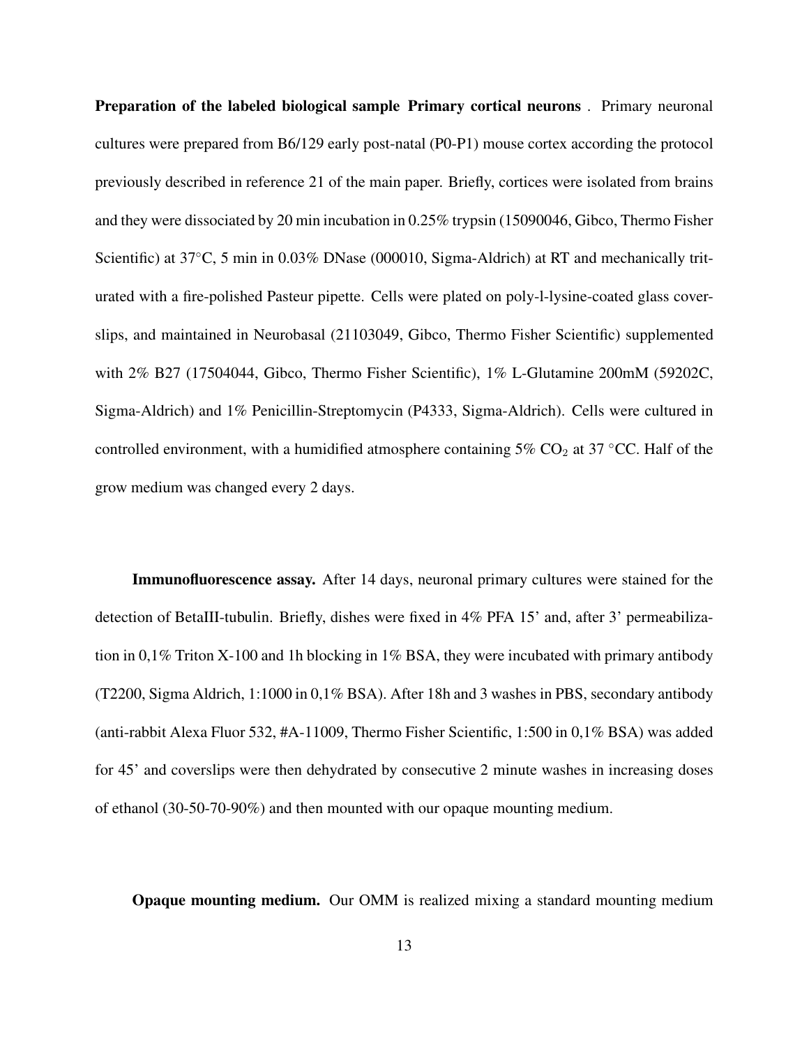**Preparation of the labeled biological sample Primary cortical neurons** . Primary neuronal cultures were prepared from B6/129 early post-natal (P0-P1) mouse cortex according the protocol previously described in reference 21 of the main paper. Briefly, cortices were isolated from brains and they were dissociated by 20 min incubation in 0.25% trypsin (15090046, Gibco, Thermo Fisher Scientific) at 37°C, 5 min in 0.03% DNase (000010, Sigma-Aldrich) at RT and mechanically triturated with a fire-polished Pasteur pipette. Cells were plated on poly-l-lysine-coated glass coverslips, and maintained in Neurobasal (21103049, Gibco, Thermo Fisher Scientific) supplemented with 2% B27 (17504044, Gibco, Thermo Fisher Scientific), 1% L-Glutamine 200mM (59202C, Sigma-Aldrich) and 1% Penicillin-Streptomycin (P4333, Sigma-Aldrich). Cells were cultured in controlled environment, with a humidified atmosphere containing 5% $CO_2$ at 37 °CC. Half of the grow medium was changed every 2 days.

**Immunofluorescence assay.** After 14 days, neuronal primary cultures were stained for the detection of BetaIII-tubulin. Briefly, dishes were fixed in 4% PFA 15' and, after 3' permeabilization in 0,1% Triton X-100 and 1h blocking in 1% BSA, they were incubated with primary antibody (T2200, Sigma Aldrich, 1:1000 in 0,1% BSA). After 18h and 3 washes in PBS, secondary antibody (anti-rabbit Alexa Fluor 532, #A-11009, Thermo Fisher Scientific, 1:500 in 0,1% BSA) was added for 45' and coverslips were then dehydrated by consecutive 2 minute washes in increasing doses of ethanol (30-50-70-90%) and then mounted with our opaque mounting medium.

**Opaque mounting medium.** Our OMM is realized mixing a standard mounting medium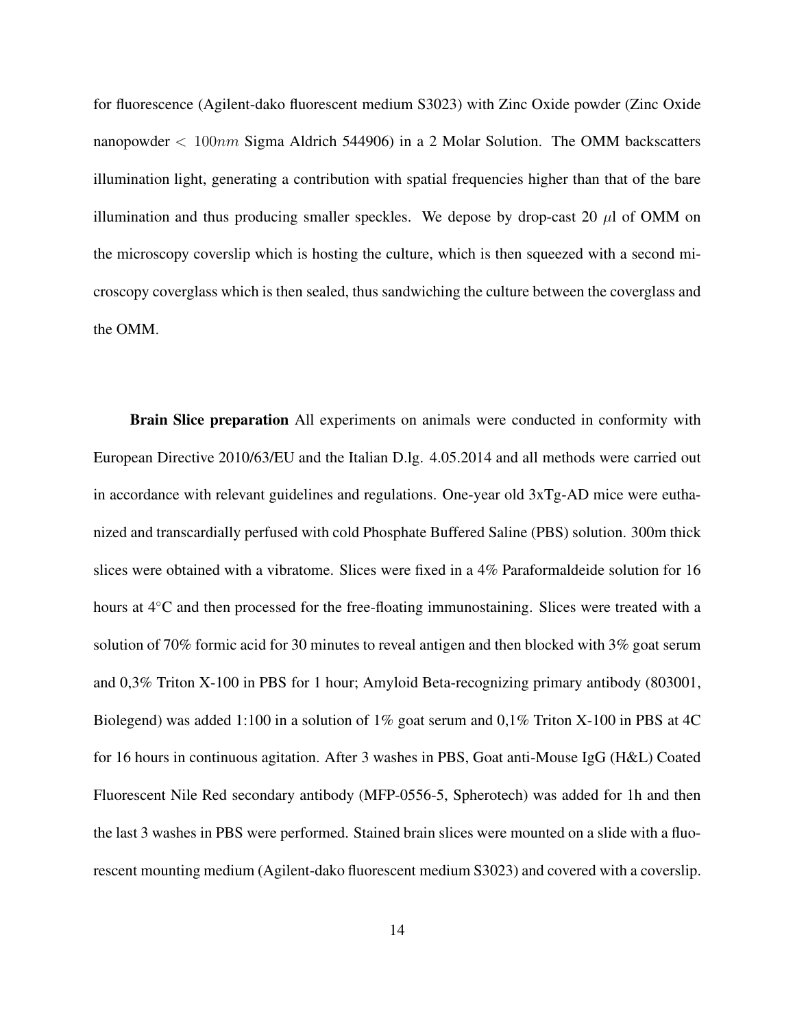for fluorescence (Agilent-dako fluorescent medium S3023) with Zinc Oxide powder (Zinc Oxide nanopowder $< 100nm$ Sigma Aldrich 544906) in a 2 Molar Solution. The OMM backscatters illumination light, generating a contribution with spatial frequencies higher than that of the bare illumination and thus producing smaller speckles. We depose by drop-cast 20 $\mu$l of OMM on the microscopy coverslip which is hosting the culture, which is then squeezed with a second microscopy coverglass which is then sealed, thus sandwiching the culture between the coverglass and the OMM.

**Brain Slice preparation** All experiments on animals were conducted in conformity with European Directive 2010/63/EU and the Italian D.lg. 4.05.2014 and all methods were carried out in accordance with relevant guidelines and regulations. One-year old 3xTg-AD mice were euthanized and transcardially perfused with cold Phosphate Buffered Saline (PBS) solution. 300m thick slices were obtained with a vibratome. Slices were fixed in a 4% Paraformaldeide solution for 16 hours at 4°C and then processed for the free-floating immunostaining. Slices were treated with a solution of 70% formic acid for 30 minutes to reveal antigen and then blocked with 3% goat serum and 0,3% Triton X-100 in PBS for 1 hour; Amyloid Beta-recognizing primary antibody (803001, Biolegend) was added 1:100 in a solution of 1% goat serum and 0,1% Triton X-100 in PBS at 4C for 16 hours in continuous agitation. After 3 washes in PBS, Goat anti-Mouse IgG (H&L) Coated Fluorescent Nile Red secondary antibody (MFP-0556-5, Spherotech) was added for 1h and then the last 3 washes in PBS were performed. Stained brain slices were mounted on a slide with a fluorescent mounting medium (Agilent-dako fluorescent medium S3023) and covered with a coverslip.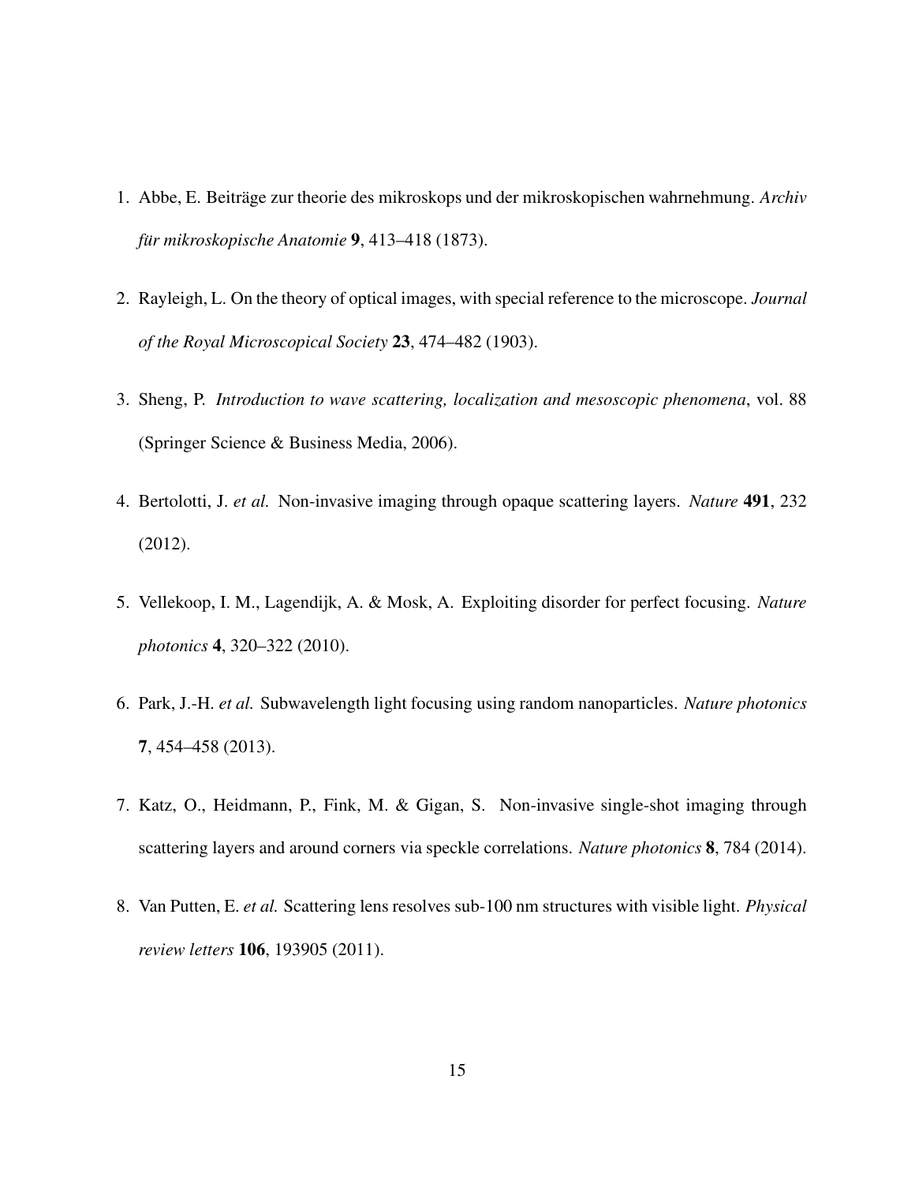1. Abbe, E. Beiträge zur theorie des mikroskops und der mikroskopischen wahrnehmung. *Archiv für mikroskopische Anatomie* **9**, 413–418 (1873).
2. Rayleigh, L. On the theory of optical images, with special reference to the microscope. *Journal of the Royal Microscopical Society* **23**, 474–482 (1903).
3. Sheng, P. *Introduction to wave scattering, localization and mesoscopic phenomena*, vol. 88 (Springer Science & Business Media, 2006).
4. Bertolotti, J. *et al.* Non-invasive imaging through opaque scattering layers. *Nature* **491**, 232 (2012).
5. Vellekoop, I. M., Lagendijk, A. & Mosk, A. Exploiting disorder for perfect focusing. *Nature photonics* **4**, 320–322 (2010).
6. Park, J.-H. *et al.* Subwavelength light focusing using random nanoparticles. *Nature photonics* **7**, 454–458 (2013).
7. Katz, O., Heidmann, P., Fink, M. & Gigan, S. Non-invasive single-shot imaging through scattering layers and around corners via speckle correlations. *Nature photonics* **8**, 784 (2014).
8. Van Putten, E. *et al.* Scattering lens resolves sub-100 nm structures with visible light. *Physical review letters* **106**, 193905 (2011).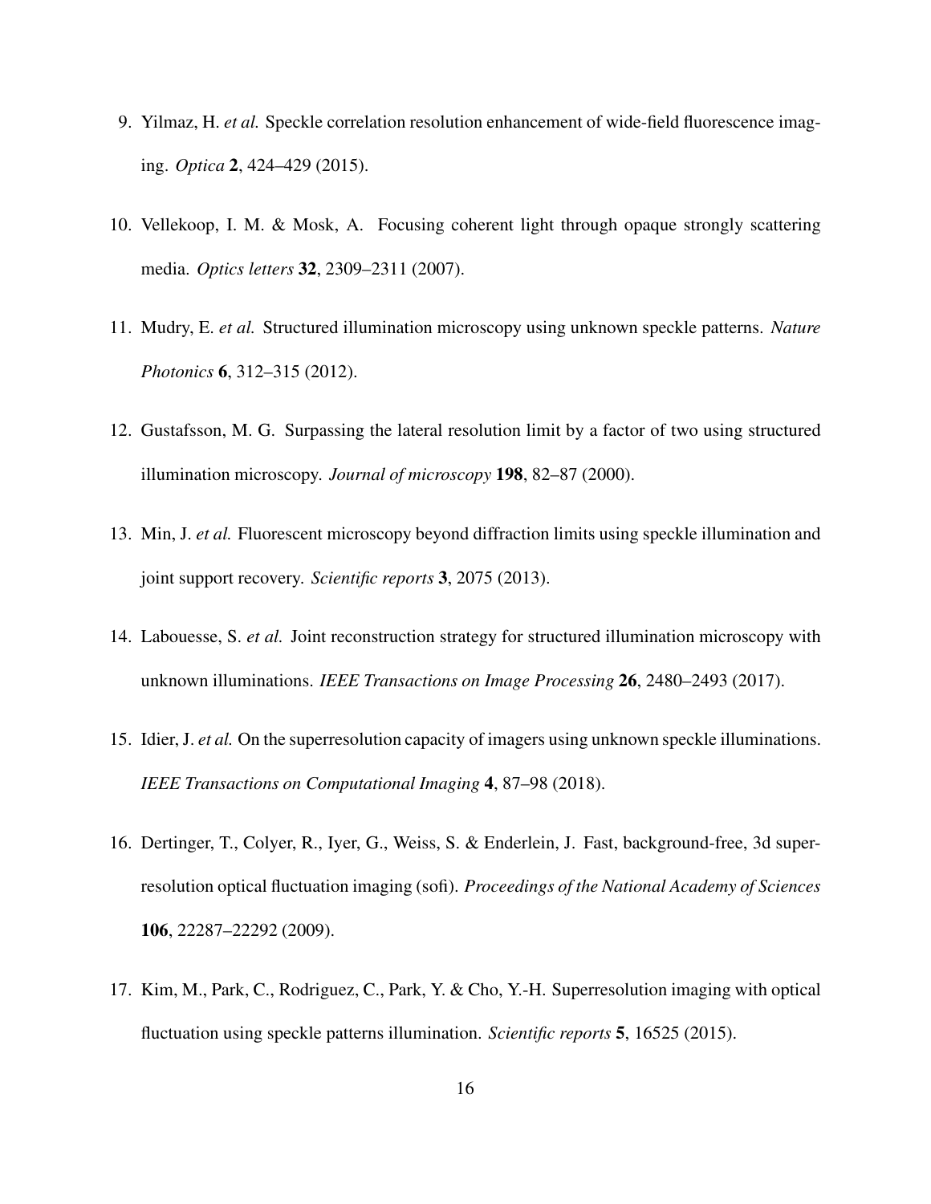9. Yilmaz, H. *et al.* Speckle correlation resolution enhancement of wide-field fluorescence imaging. *Optica* **2**, 424–429 (2015).

10. Vellekoop, I. M. & Mosk, A. Focusing coherent light through opaque strongly scattering media. *Optics letters* **32**, 2309–2311 (2007).

11. Mudry, E. *et al.* Structured illumination microscopy using unknown speckle patterns. *Nature Photonics* **6**, 312–315 (2012).

12. Gustafsson, M. G. Surpassing the lateral resolution limit by a factor of two using structured illumination microscopy. *Journal of microscopy* **198**, 82–87 (2000).

13. Min, J. *et al.* Fluorescent microscopy beyond diffraction limits using speckle illumination and joint support recovery. *Scientific reports* **3**, 2075 (2013).

14. Labouesse, S. *et al.* Joint reconstruction strategy for structured illumination microscopy with unknown illuminations. *IEEE Transactions on Image Processing* **26**, 2480–2493 (2017).

15. Idier, J. *et al.* On the superresolution capacity of imagers using unknown speckle illuminations. *IEEE Transactions on Computational Imaging* **4**, 87–98 (2018).

16. Dertinger, T., Colyer, R., Iyer, G., Weiss, S. & Enderlein, J. Fast, background-free, 3d super-resolution optical fluctuation imaging (sofi). *Proceedings of the National Academy of Sciences* **106**, 22287–22292 (2009).

17. Kim, M., Park, C., Rodriguez, C., Park, Y. & Cho, Y.-H. Superresolution imaging with optical fluctuation using speckle patterns illumination. *Scientific reports* **5**, 16525 (2015).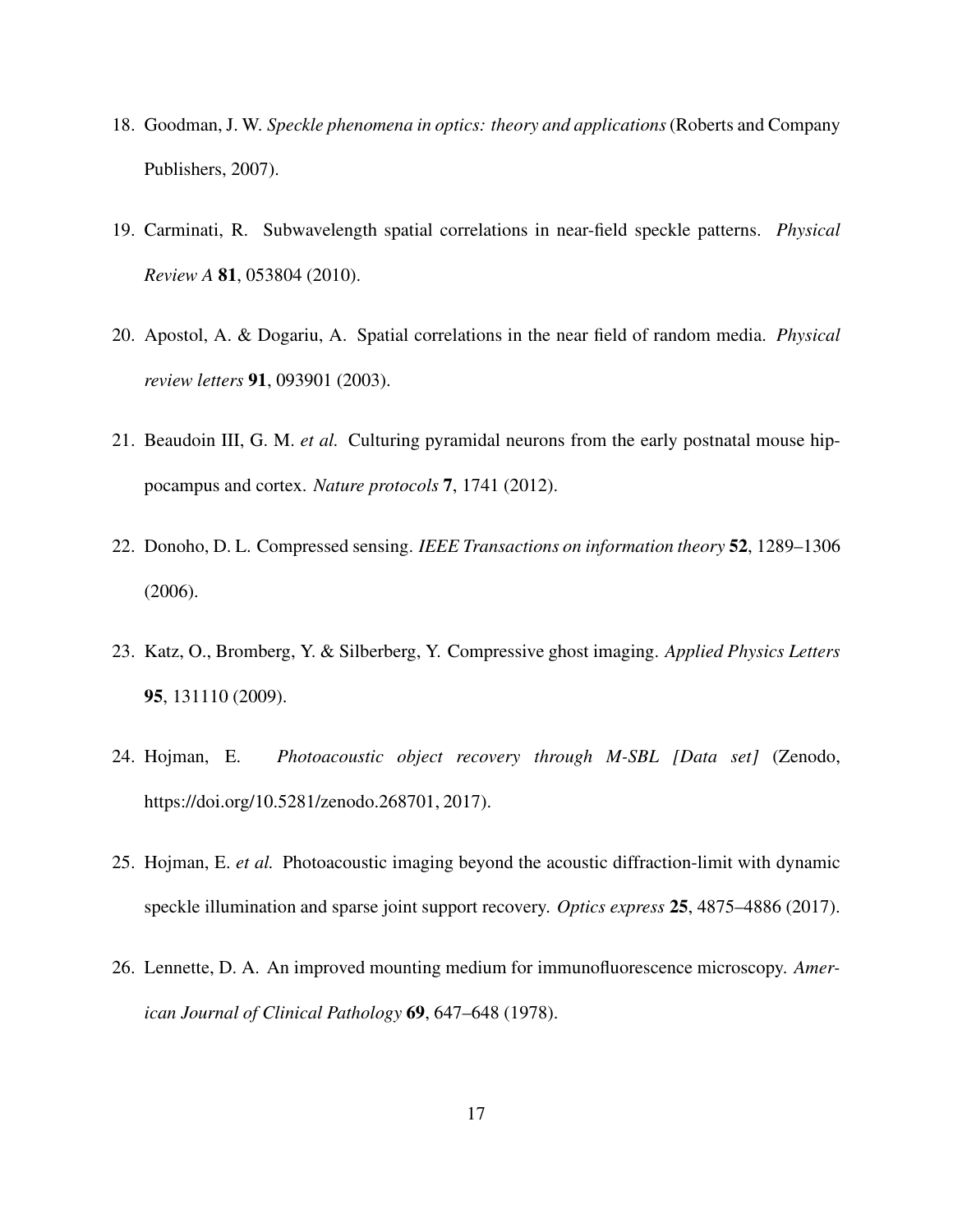18. Goodman, J. W. *Speckle phenomena in optics: theory and applications* (Roberts and Company Publishers, 2007).

19. Carminati, R. Subwavelength spatial correlations in near-field speckle patterns. *Physical Review A* **81**, 053804 (2010).

20. Apostol, A. & Dogariu, A. Spatial correlations in the near field of random media. *Physical review letters* **91**, 093901 (2003).

21. Beaudoin III, G. M. *et al.* Culturing pyramidal neurons from the early postnatal mouse hippocampus and cortex. *Nature protocols* **7**, 1741 (2012).

22. Donoho, D. L. Compressed sensing. *IEEE Transactions on information theory* **52**, 1289–1306 (2006).

23. Katz, O., Bromberg, Y. & Silberberg, Y. Compressive ghost imaging. *Applied Physics Letters* **95**, 131110 (2009).

24. Hojman, E. *Photoacoustic object recovery through M-SBL [Data set]* (Zenodo, https://doi.org/10.5281/zenodo.268701, 2017).

25. Hojman, E. *et al.* Photoacoustic imaging beyond the acoustic diffraction-limit with dynamic speckle illumination and sparse joint support recovery. *Optics express* **25**, 4875–4886 (2017).

26. Lennette, D. A. An improved mounting medium for immunofluorescence microscopy. *American Journal of Clinical Pathology* **69**, 647–648 (1978).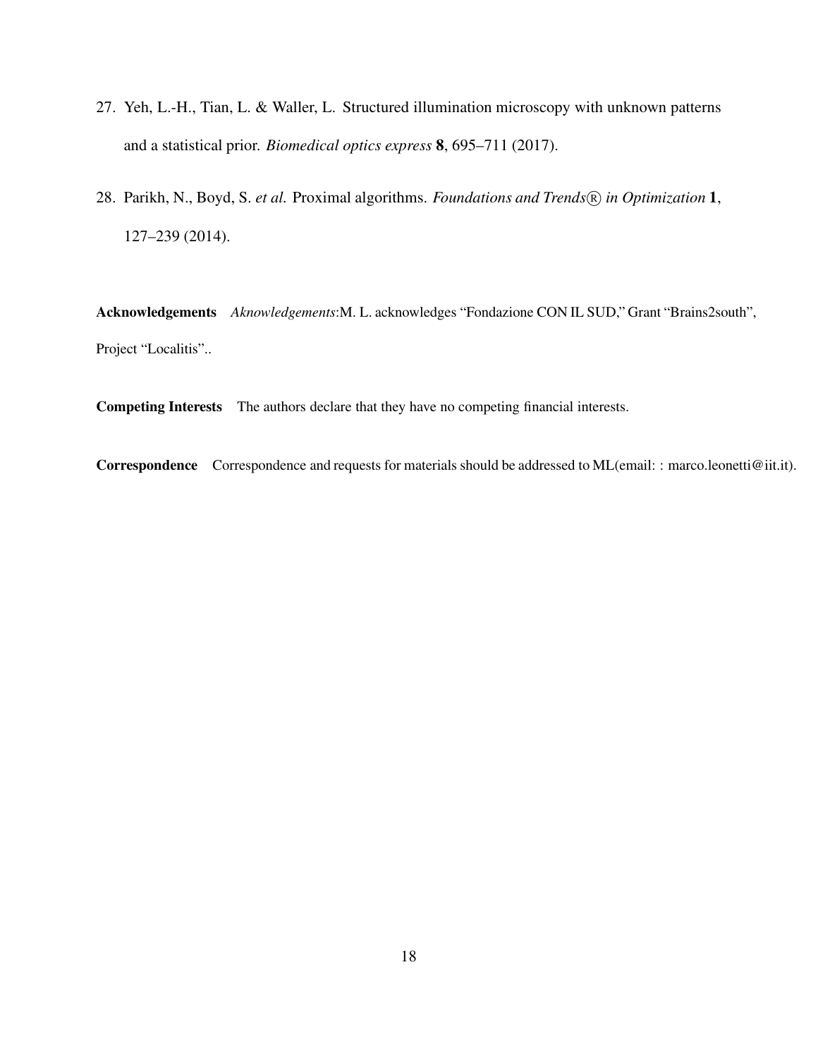27. Yeh, L.-H., Tian, L. & Waller, L. Structured illumination microscopy with unknown patterns and a statistical prior. *Biomedical optics express* **8**, 695–711 (2017).

28. Parikh, N., Boyd, S. *et al.* Proximal algorithms. *Foundations and Trends® in Optimization* **1**, 127–239 (2014).

**Acknowledgements** *Aknowledgements*:M. L. acknowledges "Fondazione CON IL SUD," Grant "Brains2south", Project "Localitis"..

**Competing Interests** The authors declare that they have no competing financial interests.

**Correspondence** Correspondence and requests for materials should be addressed to ML(email: : marco.leonetti@iit.it).